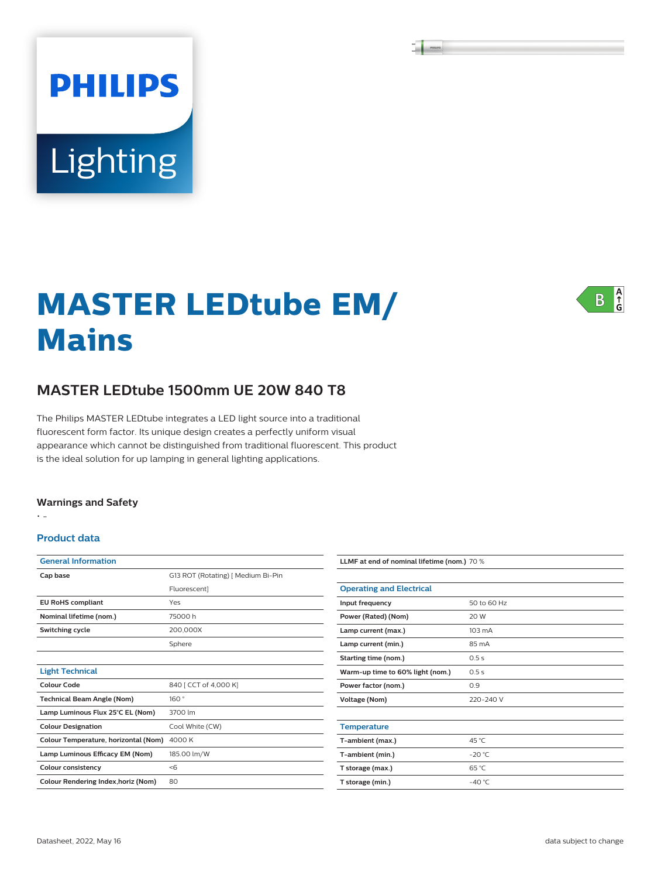# MASTER LEDtube EM/ Mains

## MASTER LEDtube 1500mm UE 20W 840 T8

The Philips MASTER LEDtube integrates a LED light source into a traditional fluorescent form factor. Its unique design creates a perfectly uniform visual appearance which cannot be distinguished from traditional fluorescent. This product is the ideal solution for up lamping in general lighting applications.

### Warnings and Safety

- -

### Product data

| General Information | |
|---|---|
| Cap base | G13 ROT (Rotating) [ Medium Bi-Pin Fluorescent] |
| EU RoHS compliant | Yes |
| Nominal lifetime (nom.) | 75000 h |
| Switching cycle | 200,000X |
| | Sphere |

| Light Technical | |
|---|---|
| Colour Code | 840 [ CCT of 4,000 K] |
| Technical Beam Angle (Nom) | 160 ° |
| Lamp Luminous Flux 25°C EL (Nom) | 3700 lm |
| Colour Designation | Cool White (CW) |
| Colour Temperature, horizontal (Nom) | 4000 K |
| Lamp Luminous Efficacy EM (Nom) | 185.00 lm/W |
| Colour consistency | <6 |
| Colour Rendering Index,horiz (Nom) | 80 |
| LLMF at end of nominal lifetime (nom.) | 70 % |

| Operating and Electrical | |
|---|---|
| Input frequency | 50 to 60 Hz |
| Power (Rated) (Nom) | 20 W |
| Lamp current (max.) | 103 mA |
| Lamp current (min.) | 85 mA |
| Starting time (nom.) | 0.5 s |
| Warm-up time to 60% light (nom.) | 0.5 s |
| Power factor (nom.) | 0.9 |
| Voltage (Nom) | 220-240 V |

| Temperature | |
|---|---|
| T-ambient (max.) | 45 °C |
| T-ambient (min.) | -20 °C |
| T storage (max.) | 65 °C |
| T storage (min.) | -40 °C |

Datasheet, 2022, May 16

data subject to change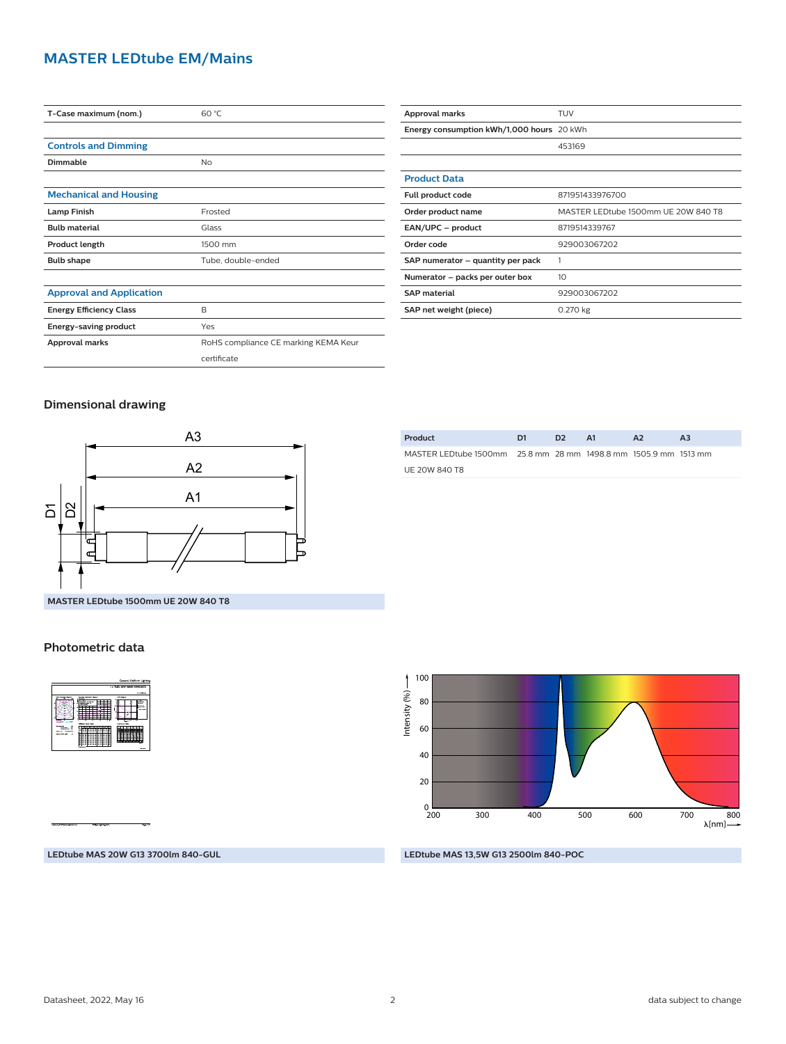# MASTER LEDtube EM/Mains

| | |
|---|---|
| **T-Case maximum (nom.)** | 60 °C |

## Controls and Dimming

| | |
|---|---|
| **Dimmable** | No |

## Mechanical and Housing

| | |
|---|---|
| **Lamp Finish** | Frosted |
| **Bulb material** | Glass |
| **Product length** | 1500 mm |
| **Bulb shape** | Tube, double-ended |

## Approval and Application

| | |
|---|---|
| **Energy Efficiency Class** | B |
| **Energy-saving product** | Yes |
| **Approval marks** | RoHS compliance CE marking KEMA Keur certificate |
| **Approval marks** | TUV |
| **Energy consumption kWh/1,000 hours** | 20 kWh |
| | 453169 |

## Product Data

| | |
|---|---|
| **Full product code** | 871951433976700 |
| **Order product name** | MASTER LEDtube 1500mm UE 20W 840 T8 |
| **EAN/UPC – product** | 8719514339767 |
| **Order code** | 929003067202 |
| **SAP numerator – quantity per pack** | 1 |
| **Numerator – packs per outer box** | 10 |
| **SAP material** | 929003067202 |
| **SAP net weight (piece)** | 0.270 kg |

## Dimensional drawing

MASTER LEDtube 1500mm UE 20W 840 T8

| Product | D1 | D2 | A1 | A2 | A3 |
|---|---|---|---|---|---|
| MASTER LEDtube 1500mm UE 20W 840 T8 | 25.8 mm | 28 mm | 1498.8 mm | 1505.9 mm | 1513 mm |

## Photometric data

LEDtube MAS 20W G13 3700lm 840-GUL

LEDtube MAS 13,5W G13 2500lm 840-POC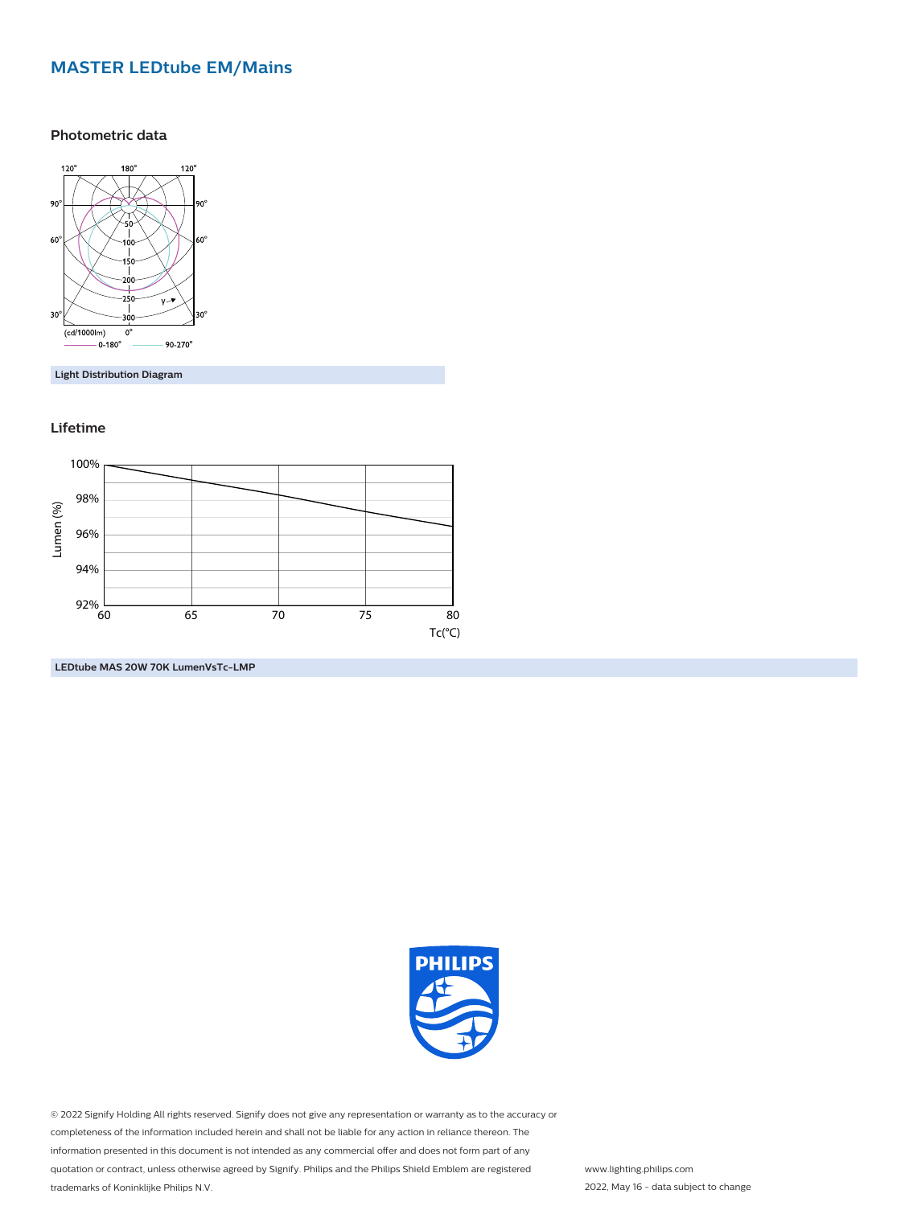## MASTER LEDtube EM/Mains

### Photometric data

120°
180°
120°
90°
90°
60°
60°
30°
30°
50
100
150
200
250
300
γ
(cd/1000lm)
0°
0-180°
90-270°

Light Distribution Diagram

### Lifetime

100%
98%
96%
94%
92%
Lumen (%)
60
65
70
75
80
Tc(°C)

LEDtube MAS 20W 70K LumenVsTc-LMP

© 2022 Signify Holding All rights reserved. Signify does not give any representation or warranty as to the accuracy or completeness of the information included herein and shall not be liable for any action in reliance thereon. The information presented in this document is not intended as any commercial offer and does not form part of any quotation or contract, unless otherwise agreed by Signify. Philips and the Philips Shield Emblem are registered trademarks of Koninklijke Philips N.V.

www.lighting.philips.com

2022, May 16 - data subject to change